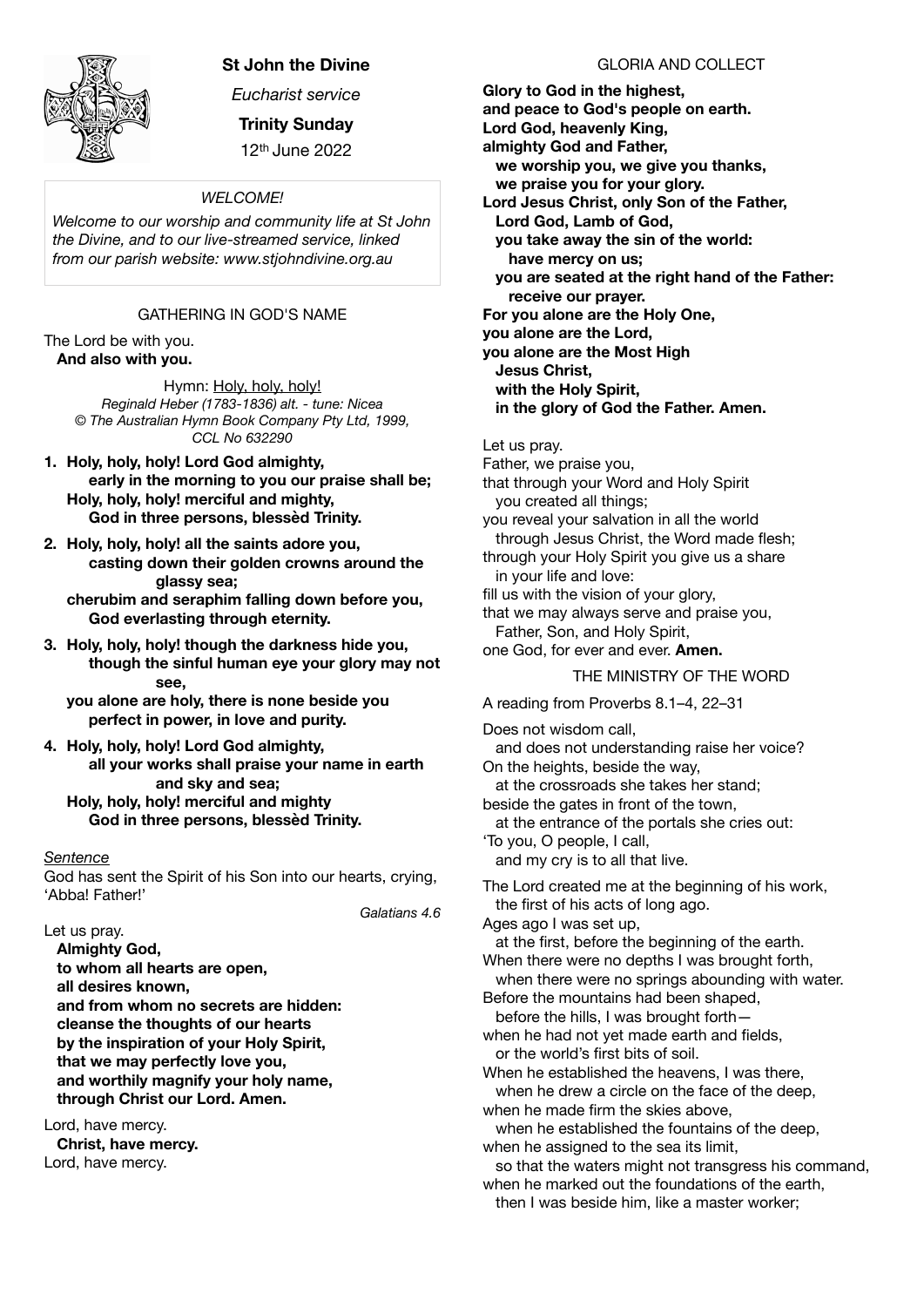**St John the Divine**

*Eucharist service*

**Trinity Sunday**

12th June 2022

*WELCOME!*

*Welcome to our worship and community life at St John the Divine, and to our live-streamed service, linked from our parish website: www.stjohndivine.org.au*

## GATHERING IN GOD'S NAME

The Lord be with you.
**And also with you.**

Hymn: Holy, holy, holy!
*Reginald Heber (1783-1836) alt. - tune: Nicea*
*© The Australian Hymn Book Company Pty Ltd, 1999, CCL No 632290*

1. **Holy, holy, holy! Lord God almighty,**
   **early in the morning to you our praise shall be;**
   **Holy, holy, holy! merciful and mighty,**
   **God in three persons, blessèd Trinity.**

2. **Holy, holy, holy! all the saints adore you,**
   **casting down their golden crowns around the glassy sea;**
   **cherubim and seraphim falling down before you,**
   **God everlasting through eternity.**

3. **Holy, holy, holy! though the darkness hide you,**
   **though the sinful human eye your glory may not see,**
   **you alone are holy, there is none beside you**
   **perfect in power, in love and purity.**

4. **Holy, holy, holy! Lord God almighty,**
   **all your works shall praise your name in earth and sky and sea;**
   **Holy, holy, holy! merciful and mighty**
   **God in three persons, blessèd Trinity.**

*Sentence*

God has sent the Spirit of his Son into our hearts, crying, 'Abba! Father!'

*Galatians 4.6*

Let us pray.

**Almighty God,**
**to whom all hearts are open,**
**all desires known,**
**and from whom no secrets are hidden:**
**cleanse the thoughts of our hearts**
**by the inspiration of your Holy Spirit,**
**that we may perfectly love you,**
**and worthily magnify your holy name,**
**through Christ our Lord. Amen.**

Lord, have mercy.
**Christ, have mercy.**
Lord, have mercy.

## GLORIA AND COLLECT

**Glory to God in the highest,**
**and peace to God's people on earth.**
**Lord God, heavenly King,**
**almighty God and Father,**
**we worship you, we give you thanks,**
**we praise you for your glory.**
**Lord Jesus Christ, only Son of the Father,**
**Lord God, Lamb of God,**
**you take away the sin of the world:**
**have mercy on us;**
**you are seated at the right hand of the Father:**
**receive our prayer.**
**For you alone are the Holy One,**
**you alone are the Lord,**
**you alone are the Most High**
**Jesus Christ,**
**with the Holy Spirit,**
**in the glory of God the Father. Amen.**

Let us pray.
Father, we praise you,
that through your Word and Holy Spirit
you created all things;
you reveal your salvation in all the world
through Jesus Christ, the Word made flesh;
through your Holy Spirit you give us a share
in your life and love:
fill us with the vision of your glory,
that we may always serve and praise you,
Father, Son, and Holy Spirit,
one God, for ever and ever. **Amen.**

## THE MINISTRY OF THE WORD

A reading from Proverbs 8.1–4, 22–31

Does not wisdom call,
and does not understanding raise her voice?
On the heights, beside the way,
at the crossroads she takes her stand;
beside the gates in front of the town,
at the entrance of the portals she cries out:
'To you, O people, I call,
and my cry is to all that live.

The Lord created me at the beginning of his work,
the first of his acts of long ago.
Ages ago I was set up,
at the first, before the beginning of the earth.
When there were no depths I was brought forth,
when there were no springs abounding with water.
Before the mountains had been shaped,
before the hills, I was brought forth—
when he had not yet made earth and fields,
or the world's first bits of soil.
When he established the heavens, I was there,
when he drew a circle on the face of the deep,
when he made firm the skies above,
when he established the fountains of the deep,
when he assigned to the sea its limit,
so that the waters might not transgress his command,
when he marked out the foundations of the earth,
then I was beside him, like a master worker;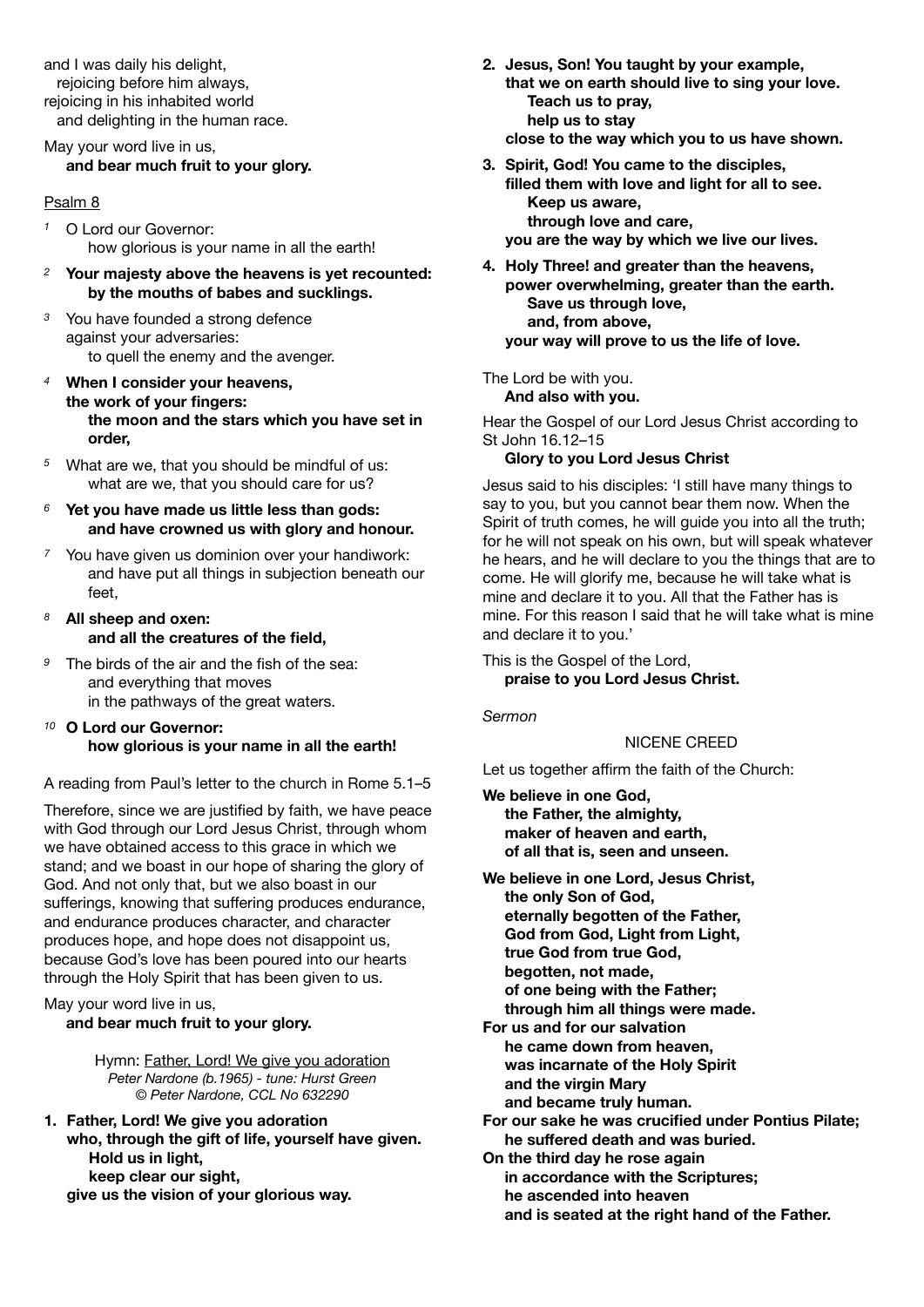and I was daily his delight,
  rejoicing before him always,
rejoicing in his inhabited world
  and delighting in the human race.

May your word live in us,
  **and bear much fruit to your glory.**

Psalm 8

1 O Lord our Governor:
  how glorious is your name in all the earth!

2 **Your majesty above the heavens is yet recounted:**
  **by the mouths of babes and sucklings.**

3 You have founded a strong defence
  against your adversaries:
  to quell the enemy and the avenger.

4 **When I consider your heavens,**
  **the work of your fingers:**
  **the moon and the stars which you have set in order,**

5 What are we, that you should be mindful of us:
  what are we, that you should care for us?

6 **Yet you have made us little less than gods:**
  **and have crowned us with glory and honour.**

7 You have given us dominion over your handiwork:
  and have put all things in subjection beneath our feet,

8 **All sheep and oxen:**
  **and all the creatures of the field,**

9 The birds of the air and the fish of the sea:
  and everything that moves
  in the pathways of the great waters.

10 **O Lord our Governor:**
  **how glorious is your name in all the earth!**

A reading from Paul's letter to the church in Rome 5.1–5

Therefore, since we are justified by faith, we have peace with God through our Lord Jesus Christ, through whom we have obtained access to this grace in which we stand; and we boast in our hope of sharing the glory of God. And not only that, but we also boast in our sufferings, knowing that suffering produces endurance, and endurance produces character, and character produces hope, and hope does not disappoint us, because God's love has been poured into our hearts through the Holy Spirit that has been given to us.

May your word live in us,
  **and bear much fruit to your glory.**

Hymn: Father, Lord! We give you adoration
*Peter Nardone (b.1965) - tune: Hurst Green*
*© Peter Nardone, CCL No 632290*

**1. Father, Lord! We give you adoration**
**who, through the gift of life, yourself have given.**
**Hold us in light,**
**keep clear our sight,**
**give us the vision of your glorious way.**

**2. Jesus, Son! You taught by your example,**
**that we on earth should live to sing your love.**
**Teach us to pray,**
**help us to stay**
**close to the way which you to us have shown.**

**3. Spirit, God! You came to the disciples,**
**filled them with love and light for all to see.**
**Keep us aware,**
**through love and care,**
**you are the way by which we live our lives.**

**4. Holy Three! and greater than the heavens,**
**power overwhelming, greater than the earth.**
**Save us through love,**
**and, from above,**
**your way will prove to us the life of love.**

The Lord be with you.
  **And also with you.**

Hear the Gospel of our Lord Jesus Christ according to St John 16.12–15
  **Glory to you Lord Jesus Christ**

Jesus said to his disciples: 'I still have many things to say to you, but you cannot bear them now. When the Spirit of truth comes, he will guide you into all the truth; for he will not speak on his own, but will speak whatever he hears, and he will declare to you the things that are to come. He will glorify me, because he will take what is mine and declare it to you. All that the Father has is mine. For this reason I said that he will take what is mine and declare it to you.'

This is the Gospel of the Lord,
  **praise to you Lord Jesus Christ.**

*Sermon*

NICENE CREED

Let us together affirm the faith of the Church:

**We believe in one God,**
  **the Father, the almighty,**
  **maker of heaven and earth,**
  **of all that is, seen and unseen.**

**We believe in one Lord, Jesus Christ,**
  **the only Son of God,**
  **eternally begotten of the Father,**
  **God from God, Light from Light,**
  **true God from true God,**
  **begotten, not made,**
  **of one being with the Father;**
  **through him all things were made.**
**For us and for our salvation**
  **he came down from heaven,**
  **was incarnate of the Holy Spirit**
  **and the virgin Mary**
  **and became truly human.**
**For our sake he was crucified under Pontius Pilate;**
  **he suffered death and was buried.**
**On the third day he rose again**
  **in accordance with the Scriptures;**
  **he ascended into heaven**
  **and is seated at the right hand of the Father.**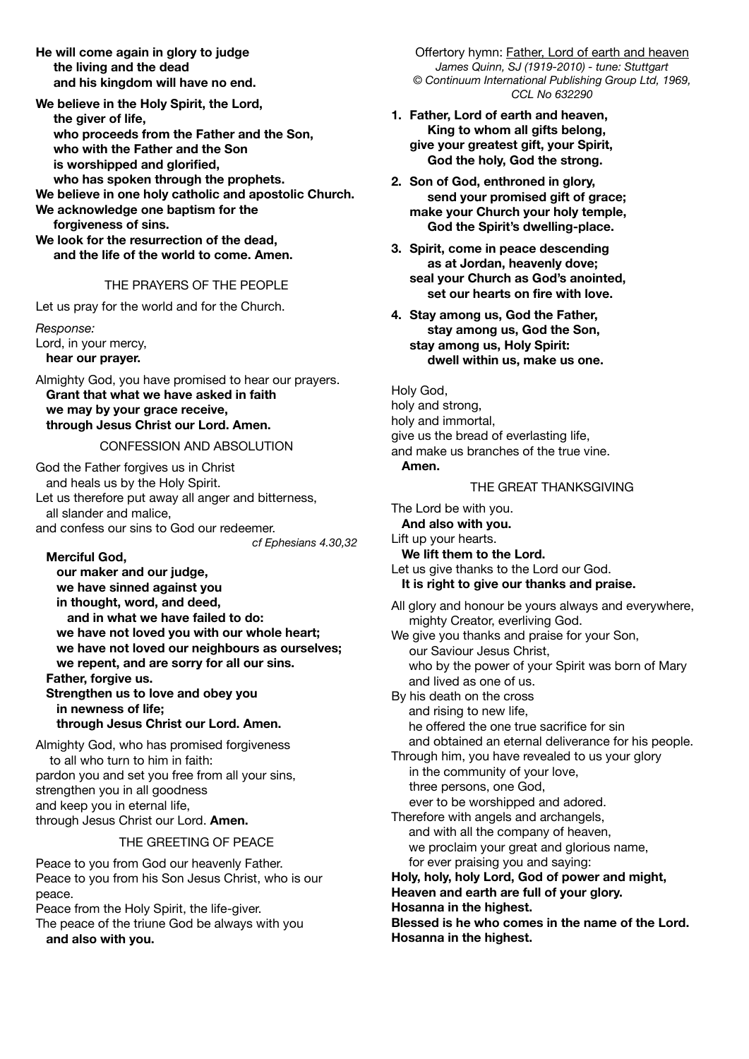**He will come again in glory to judge**
**the living and the dead**
**and his kingdom will have no end.**

**We believe in the Holy Spirit, the Lord,**
**the giver of life,**
**who proceeds from the Father and the Son,**
**who with the Father and the Son**
**is worshipped and glorified,**
**who has spoken through the prophets.**
**We believe in one holy catholic and apostolic Church.**
**We acknowledge one baptism for the**
**forgiveness of sins.**
**We look for the resurrection of the dead,**
**and the life of the world to come. Amen.**

## THE PRAYERS OF THE PEOPLE

Let us pray for the world and for the Church.

*Response:*
Lord, in your mercy,
**hear our prayer.**

Almighty God, you have promised to hear our prayers.
**Grant that what we have asked in faith**
**we may by your grace receive,**
**through Jesus Christ our Lord. Amen.**

## CONFESSION AND ABSOLUTION

God the Father forgives us in Christ
and heals us by the Holy Spirit.
Let us therefore put away all anger and bitterness,
all slander and malice,
and confess our sins to God our redeemer.
*cf Ephesians 4.30,32*

**Merciful God,**
**our maker and our judge,**
**we have sinned against you**
**in thought, word, and deed,**
**and in what we have failed to do:**
**we have not loved you with our whole heart;**
**we have not loved our neighbours as ourselves;**
**we repent, and are sorry for all our sins.**
**Father, forgive us.**
**Strengthen us to love and obey you**
**in newness of life;**
**through Jesus Christ our Lord. Amen.**

Almighty God, who has promised forgiveness
to all who turn to him in faith:
pardon you and set you free from all your sins,
strengthen you in all goodness
and keep you in eternal life,
through Jesus Christ our Lord. **Amen.**

## THE GREETING OF PEACE

Peace to you from God our heavenly Father.
Peace to you from his Son Jesus Christ, who is our peace.
Peace from the Holy Spirit, the life-giver.
The peace of the triune God be always with you
**and also with you.**

Offertory hymn: Father, Lord of earth and heaven
*James Quinn, SJ (1919-2010) - tune: Stuttgart*
*© Continuum International Publishing Group Ltd, 1969, CCL No 632290*

1. **Father, Lord of earth and heaven,**
   **King to whom all gifts belong,**
   **give your greatest gift, your Spirit,**
   **God the holy, God the strong.**
2. **Son of God, enthroned in glory,**
   **send your promised gift of grace;**
   **make your Church your holy temple,**
   **God the Spirit's dwelling-place.**
3. **Spirit, come in peace descending**
   **as at Jordan, heavenly dove;**
   **seal your Church as God's anointed,**
   **set our hearts on fire with love.**
4. **Stay among us, God the Father,**
   **stay among us, God the Son,**
   **stay among us, Holy Spirit:**
   **dwell within us, make us one.**

Holy God,
holy and strong,
holy and immortal,
give us the bread of everlasting life,
and make us branches of the true vine.
**Amen.**

## THE GREAT THANKSGIVING

The Lord be with you.
**And also with you.**
Lift up your hearts.
**We lift them to the Lord.**
Let us give thanks to the Lord our God.
**It is right to give our thanks and praise.**

All glory and honour be yours always and everywhere,
mighty Creator, everliving God.
We give you thanks and praise for your Son,
our Saviour Jesus Christ,
who by the power of your Spirit was born of Mary
and lived as one of us.
By his death on the cross
and rising to new life,
he offered the one true sacrifice for sin
and obtained an eternal deliverance for his people.
Through him, you have revealed to us your glory
in the community of your love,
three persons, one God,
ever to be worshipped and adored.
Therefore with angels and archangels,
and with all the company of heaven,
we proclaim your great and glorious name,
for ever praising you and saying:
**Holy, holy, holy Lord, God of power and might,**
**Heaven and earth are full of your glory.**
**Hosanna in the highest.**
**Blessed is he who comes in the name of the Lord.**
**Hosanna in the highest.**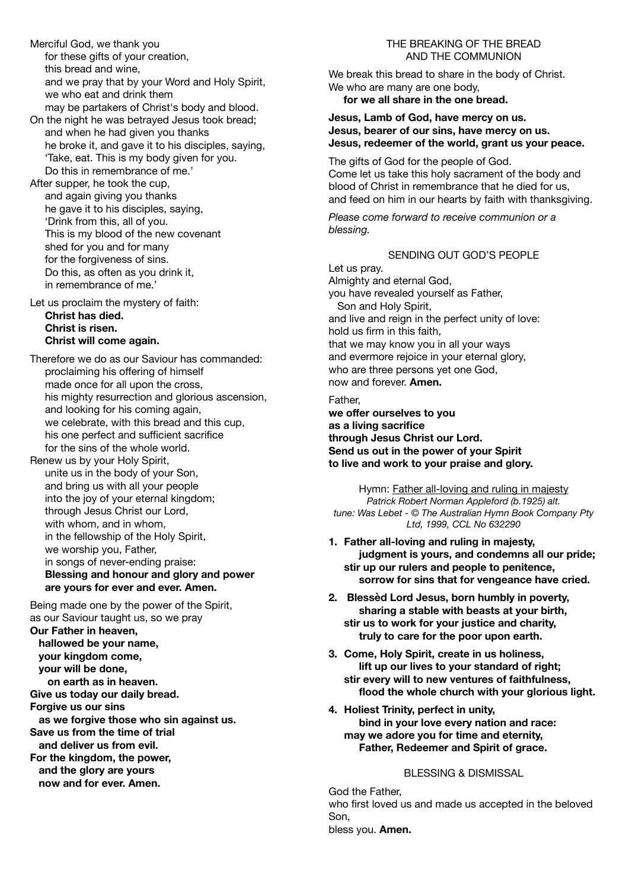Merciful God, we thank you
for these gifts of your creation,
this bread and wine,
and we pray that by your Word and Holy Spirit,
we who eat and drink them
may be partakers of Christ's body and blood.
On the night he was betrayed Jesus took bread;
and when he had given you thanks
he broke it, and gave it to his disciples, saying,
'Take, eat. This is my body given for you.
Do this in remembrance of me.'
After supper, he took the cup,
and again giving you thanks
he gave it to his disciples, saying,
'Drink from this, all of you.
This is my blood of the new covenant
shed for you and for many
for the forgiveness of sins.
Do this, as often as you drink it,
in remembrance of me.'

Let us proclaim the mystery of faith:
**Christ has died.**
**Christ is risen.**
**Christ will come again.**

Therefore we do as our Saviour has commanded:
proclaiming his offering of himself
made once for all upon the cross,
his mighty resurrection and glorious ascension,
and looking for his coming again,
we celebrate, with this bread and this cup,
his one perfect and sufficient sacrifice
for the sins of the whole world.
Renew us by your Holy Spirit,
unite us in the body of your Son,
and bring us with all your people
into the joy of your eternal kingdom;
through Jesus Christ our Lord,
with whom, and in whom,
in the fellowship of the Holy Spirit,
we worship you, Father,
in songs of never-ending praise:
**Blessing and honour and glory and power**
**are yours for ever and ever. Amen.**

Being made one by the power of the Spirit,
as our Saviour taught us, so we pray
**Our Father in heaven,**
**hallowed be your name,**
**your kingdom come,**
**your will be done,**
**on earth as in heaven.**
**Give us today our daily bread.**
**Forgive us our sins**
**as we forgive those who sin against us.**
**Save us from the time of trial**
**and deliver us from evil.**
**For the kingdom, the power,**
**and the glory are yours**
**now and for ever. Amen.**

## THE BREAKING OF THE BREAD AND THE COMMUNION

We break this bread to share in the body of Christ.
We who are many are one body,
**for we all share in the one bread.**

**Jesus, Lamb of God, have mercy on us.**
**Jesus, bearer of our sins, have mercy on us.**
**Jesus, redeemer of the world, grant us your peace.**

The gifts of God for the people of God.
Come let us take this holy sacrament of the body and blood of Christ in remembrance that he died for us, and feed on him in our hearts by faith with thanksgiving.

*Please come forward to receive communion or a blessing.*

## SENDING OUT GOD'S PEOPLE

Let us pray.
Almighty and eternal God,
you have revealed yourself as Father,
Son and Holy Spirit,
and live and reign in the perfect unity of love:
hold us firm in this faith,
that we may know you in all your ways
and evermore rejoice in your eternal glory,
who are three persons yet one God,
now and forever. **Amen.**

Father,
**we offer ourselves to you**
**as a living sacrifice**
**through Jesus Christ our Lord.**
**Send us out in the power of your Spirit**
**to live and work to your praise and glory.**

Hymn: Father all-loving and ruling in majesty
*Patrick Robert Norman Appleford (b.1925) alt.*
*tune: Was Lebet - © The Australian Hymn Book Company Pty Ltd, 1999, CCL No 632290*

1. **Father all-loving and ruling in majesty,**
   **judgment is yours, and condemns all our pride;**
   **stir up our rulers and people to penitence,**
   **sorrow for sins that for vengeance have cried.**
2. **Blessèd Lord Jesus, born humbly in poverty,**
   **sharing a stable with beasts at your birth,**
   **stir us to work for your justice and charity,**
   **truly to care for the poor upon earth.**
3. **Come, Holy Spirit, create in us holiness,**
   **lift up our lives to your standard of right;**
   **stir every will to new ventures of faithfulness,**
   **flood the whole church with your glorious light.**
4. **Holiest Trinity, perfect in unity,**
   **bind in your love every nation and race:**
   **may we adore you for time and eternity,**
   **Father, Redeemer and Spirit of grace.**

## BLESSING & DISMISSAL

God the Father,
who first loved us and made us accepted in the beloved Son,
bless you. **Amen.**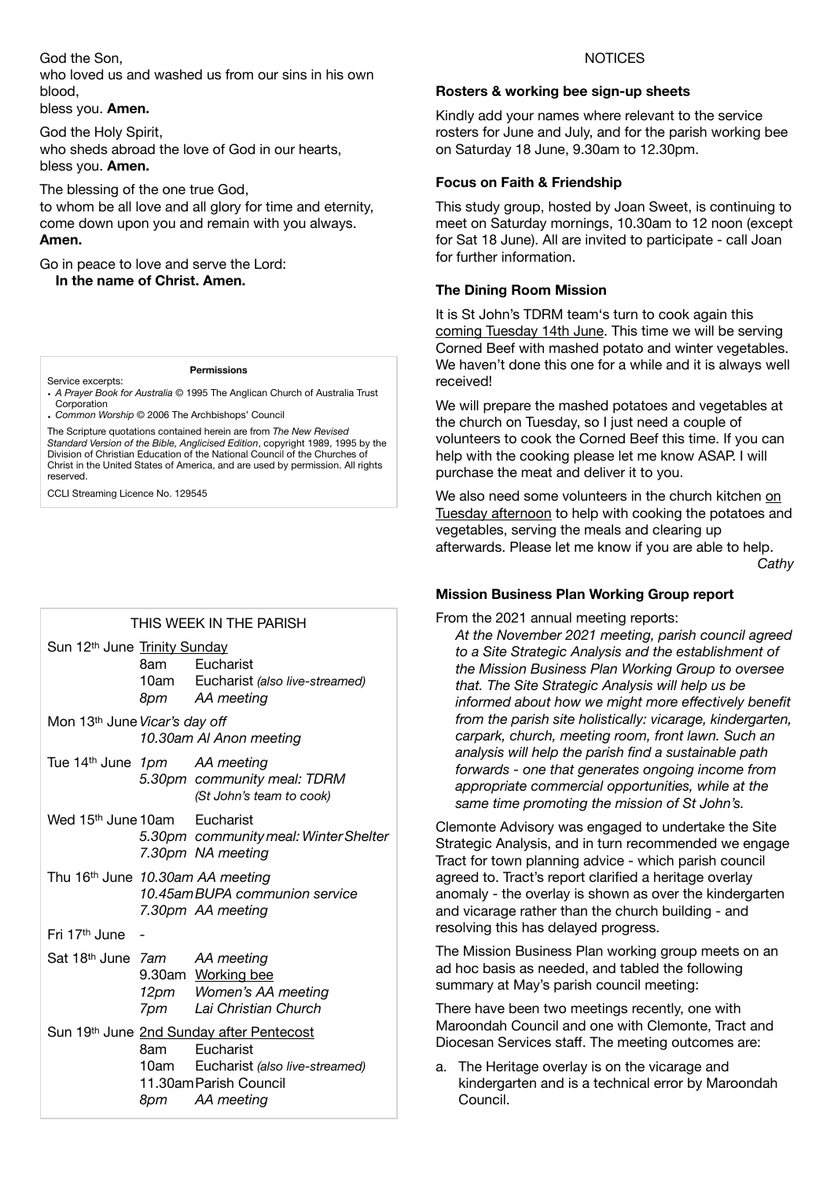God the Son,
who loved us and washed us from our sins in his own blood,
bless you. **Amen.**

God the Holy Spirit,
who sheds abroad the love of God in our hearts,
bless you. **Amen.**

The blessing of the one true God,
to whom be all love and all glory for time and eternity,
come down upon you and remain with you always.
**Amen.**

Go in peace to love and serve the Lord:
**In the name of Christ. Amen.**

**Permissions**

Service excerpts:

- *A Prayer Book for Australia* © 1995 The Anglican Church of Australia Trust Corporation
- *Common Worship* © 2006 The Archbishops' Council

The Scripture quotations contained herein are from *The New Revised Standard Version of the Bible, Anglicised Edition*, copyright 1989, 1995 by the Division of Christian Education of the National Council of the Churches of Christ in the United States of America, and are used by permission. All rights reserved.

CCLI Streaming Licence No. 129545

## THIS WEEK IN THE PARISH

| Day | Time | Event |
|---|---|---|
| Sun 12th June | | Trinity Sunday |
| | 8am | Eucharist |
| | 10am | Eucharist *(also live-streamed)* |
| | *8pm* | *AA meeting* |
| Mon 13th June | | *Vicar's day off* |
| | *10.30am* | *Al Anon meeting* |
| Tue 14th June | *1pm* | *AA meeting* |
| | *5.30pm* | *community meal: TDRM (St John's team to cook)* |
| Wed 15th June | 10am | Eucharist |
| | *5.30pm* | *community meal: Winter Shelter* |
| | *7.30pm* | *NA meeting* |
| Thu 16th June | *10.30am* | *AA meeting* |
| | *10.45am* | *BUPA communion service* |
| | *7.30pm* | *AA meeting* |
| Fri 17th June | | - |
| Sat 18th June | *7am* | *AA meeting* |
| | 9.30am | Working bee |
| | *12pm* | *Women's AA meeting* |
| | *7pm* | *Lai Christian Church* |
| Sun 19th June | | 2nd Sunday after Pentecost |
| | 8am | Eucharist |
| | 10am | Eucharist *(also live-streamed)* |
| | 11.30am | Parish Council |
| | *8pm* | *AA meeting* |

NOTICES

### Rosters & working bee sign-up sheets

Kindly add your names where relevant to the service rosters for June and July, and for the parish working bee on Saturday 18 June, 9.30am to 12.30pm.

### Focus on Faith & Friendship

This study group, hosted by Joan Sweet, is continuing to meet on Saturday mornings, 10.30am to 12 noon (except for Sat 18 June). All are invited to participate - call Joan for further information.

### The Dining Room Mission

It is St John's TDRM team's turn to cook again this coming Tuesday 14th June. This time we will be serving Corned Beef with mashed potato and winter vegetables. We haven't done this one for a while and it is always well received!

We will prepare the mashed potatoes and vegetables at the church on Tuesday, so I just need a couple of volunteers to cook the Corned Beef this time. If you can help with the cooking please let me know ASAP. I will purchase the meat and deliver it to you.

We also need some volunteers in the church kitchen on Tuesday afternoon to help with cooking the potatoes and vegetables, serving the meals and clearing up afterwards. Please let me know if you are able to help.

*Cathy*

### Mission Business Plan Working Group report

From the 2021 annual meeting reports:

*At the November 2021 meeting, parish council agreed to a Site Strategic Analysis and the establishment of the Mission Business Plan Working Group to oversee that. The Site Strategic Analysis will help us be informed about how we might more effectively benefit from the parish site holistically: vicarage, kindergarten, carpark, church, meeting room, front lawn. Such an analysis will help the parish find a sustainable path forwards - one that generates ongoing income from appropriate commercial opportunities, while at the same time promoting the mission of St John's.*

Clemonte Advisory was engaged to undertake the Site Strategic Analysis, and in turn recommended we engage Tract for town planning advice - which parish council agreed to. Tract's report clarified a heritage overlay anomaly - the overlay is shown as over the kindergarten and vicarage rather than the church building - and resolving this has delayed progress.

The Mission Business Plan working group meets on an ad hoc basis as needed, and tabled the following summary at May's parish council meeting:

There have been two meetings recently, one with Maroondah Council and one with Clemonte, Tract and Diocesan Services staff. The meeting outcomes are:

a. The Heritage overlay is on the vicarage and kindergarten and is a technical error by Maroondah Council.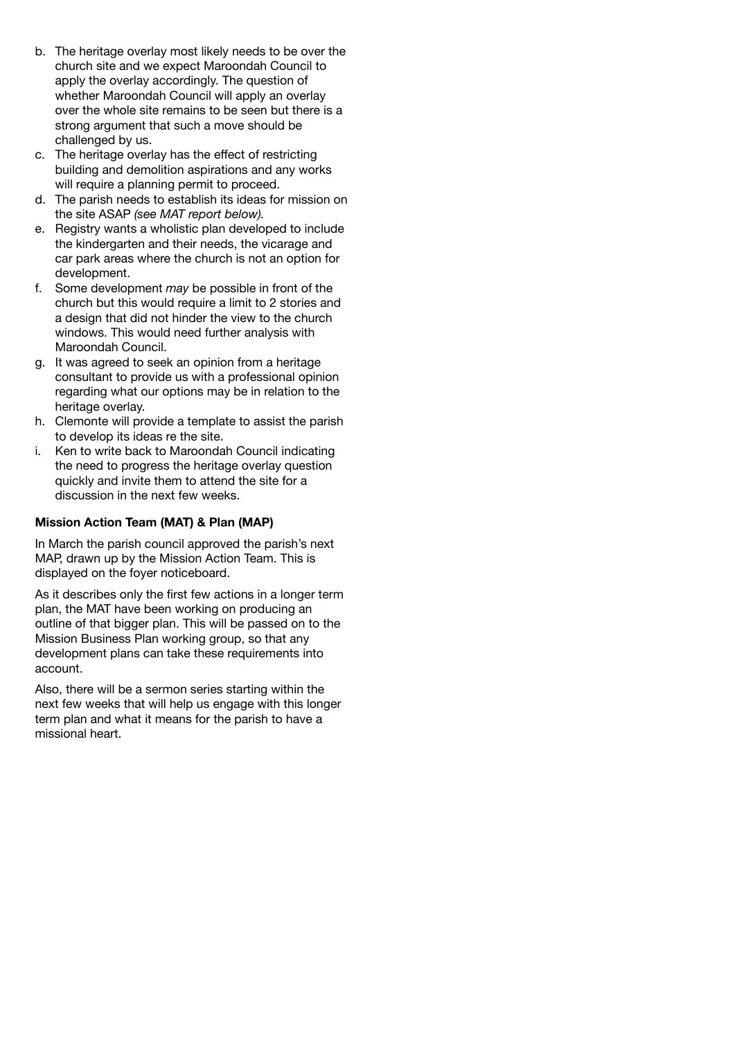b. The heritage overlay most likely needs to be over the church site and we expect Maroondah Council to apply the overlay accordingly. The question of whether Maroondah Council will apply an overlay over the whole site remains to be seen but there is a strong argument that such a move should be challenged by us.
c. The heritage overlay has the effect of restricting building and demolition aspirations and any works will require a planning permit to proceed.
d. The parish needs to establish its ideas for mission on the site ASAP *(see MAT report below).*
e. Registry wants a wholistic plan developed to include the kindergarten and their needs, the vicarage and car park areas where the church is not an option for development.
f. Some development *may* be possible in front of the church but this would require a limit to 2 stories and a design that did not hinder the view to the church windows. This would need further analysis with Maroondah Council.
g. It was agreed to seek an opinion from a heritage consultant to provide us with a professional opinion regarding what our options may be in relation to the heritage overlay.
h. Clemonte will provide a template to assist the parish to develop its ideas re the site.
i. Ken to write back to Maroondah Council indicating the need to progress the heritage overlay question quickly and invite them to attend the site for a discussion in the next few weeks.

**Mission Action Team (MAT) & Plan (MAP)**

In March the parish council approved the parish's next MAP, drawn up by the Mission Action Team. This is displayed on the foyer noticeboard.

As it describes only the first few actions in a longer term plan, the MAT have been working on producing an outline of that bigger plan. This will be passed on to the Mission Business Plan working group, so that any development plans can take these requirements into account.

Also, there will be a sermon series starting within the next few weeks that will help us engage with this longer term plan and what it means for the parish to have a missional heart.